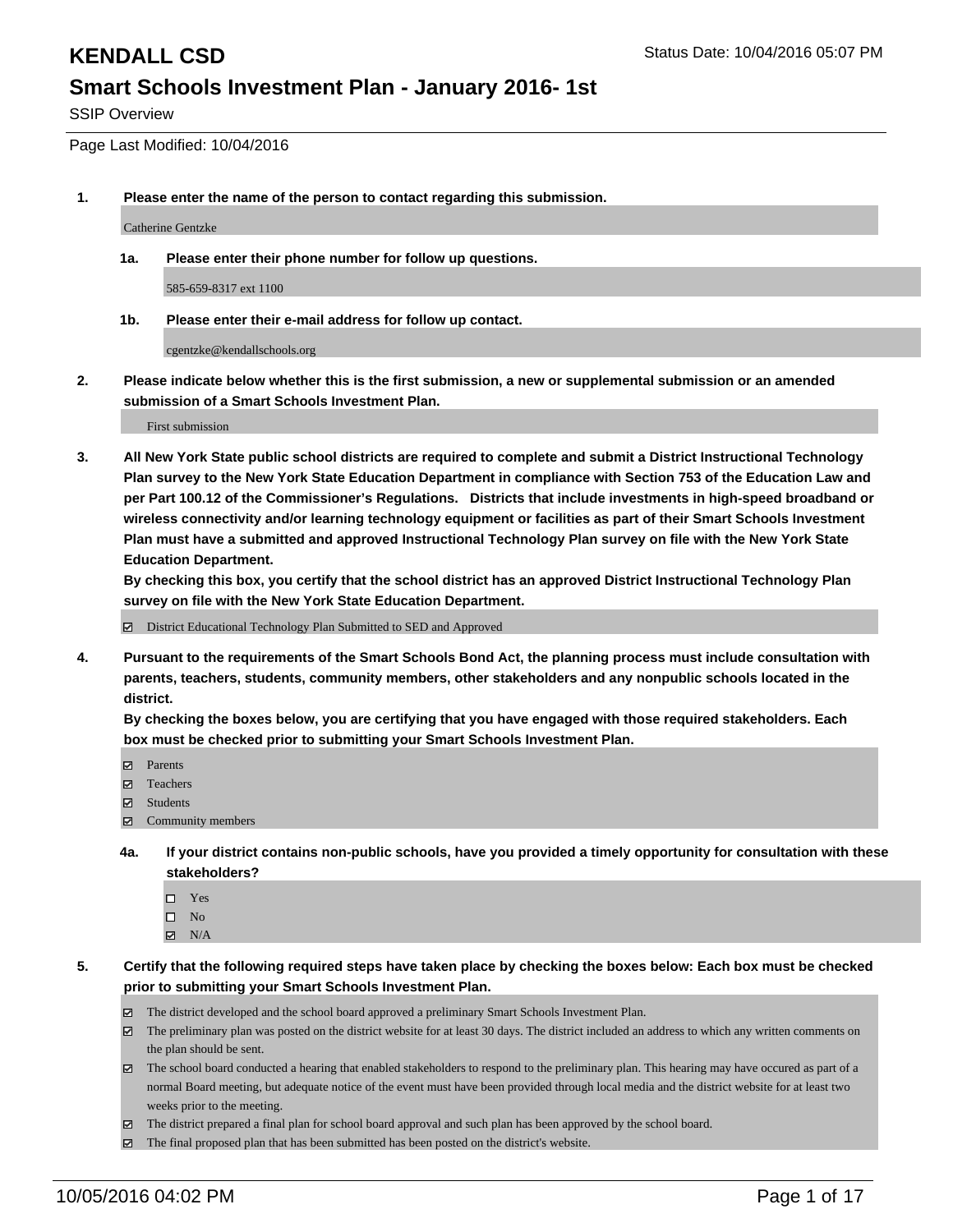# KENDALL CSD

Status Date: 10/04/2016 05:07 PM

## Smart Schools Investment Plan - January 2016- 1st

SSIP Overview

Page Last Modified: 10/04/2016

**1. Please enter the name of the person to contact regarding this submission.**

Catherine Gentzke

**1a. Please enter their phone number for follow up questions.**

585-659-8317 ext 1100

**1b. Please enter their e-mail address for follow up contact.**

cgentzke@kendallschools.org

**2. Please indicate below whether this is the first submission, a new or supplemental submission or an amended submission of a Smart Schools Investment Plan.**

First submission

**3. All New York State public school districts are required to complete and submit a District Instructional Technology Plan survey to the New York State Education Department in compliance with Section 753 of the Education Law and per Part 100.12 of the Commissioner's Regulations. Districts that include investments in high-speed broadband or wireless connectivity and/or learning technology equipment or facilities as part of their Smart Schools Investment Plan must have a submitted and approved Instructional Technology Plan survey on file with the New York State Education Department.**

**By checking this box, you certify that the school district has an approved District Instructional Technology Plan survey on file with the New York State Education Department.**

- [x] District Educational Technology Plan Submitted to SED and Approved

**4. Pursuant to the requirements of the Smart Schools Bond Act, the planning process must include consultation with parents, teachers, students, community members, other stakeholders and any nonpublic schools located in the district.**

**By checking the boxes below, you are certifying that you have engaged with those required stakeholders. Each box must be checked prior to submitting your Smart Schools Investment Plan.**

- [x] Parents
- [x] Teachers
- [x] Students
- [x] Community members

**4a. If your district contains non-public schools, have you provided a timely opportunity for consultation with these stakeholders?**

- [ ] Yes
- [ ] No
- [x] N/A

**5. Certify that the following required steps have taken place by checking the boxes below: Each box must be checked prior to submitting your Smart Schools Investment Plan.**

- [x] The district developed and the school board approved a preliminary Smart Schools Investment Plan.
- [x] The preliminary plan was posted on the district website for at least 30 days. The district included an address to which any written comments on the plan should be sent.
- [x] The school board conducted a hearing that enabled stakeholders to respond to the preliminary plan. This hearing may have occured as part of a normal Board meeting, but adequate notice of the event must have been provided through local media and the district website for at least two weeks prior to the meeting.
- [x] The district prepared a final plan for school board approval and such plan has been approved by the school board.
- [x] The final proposed plan that has been submitted has been posted on the district's website.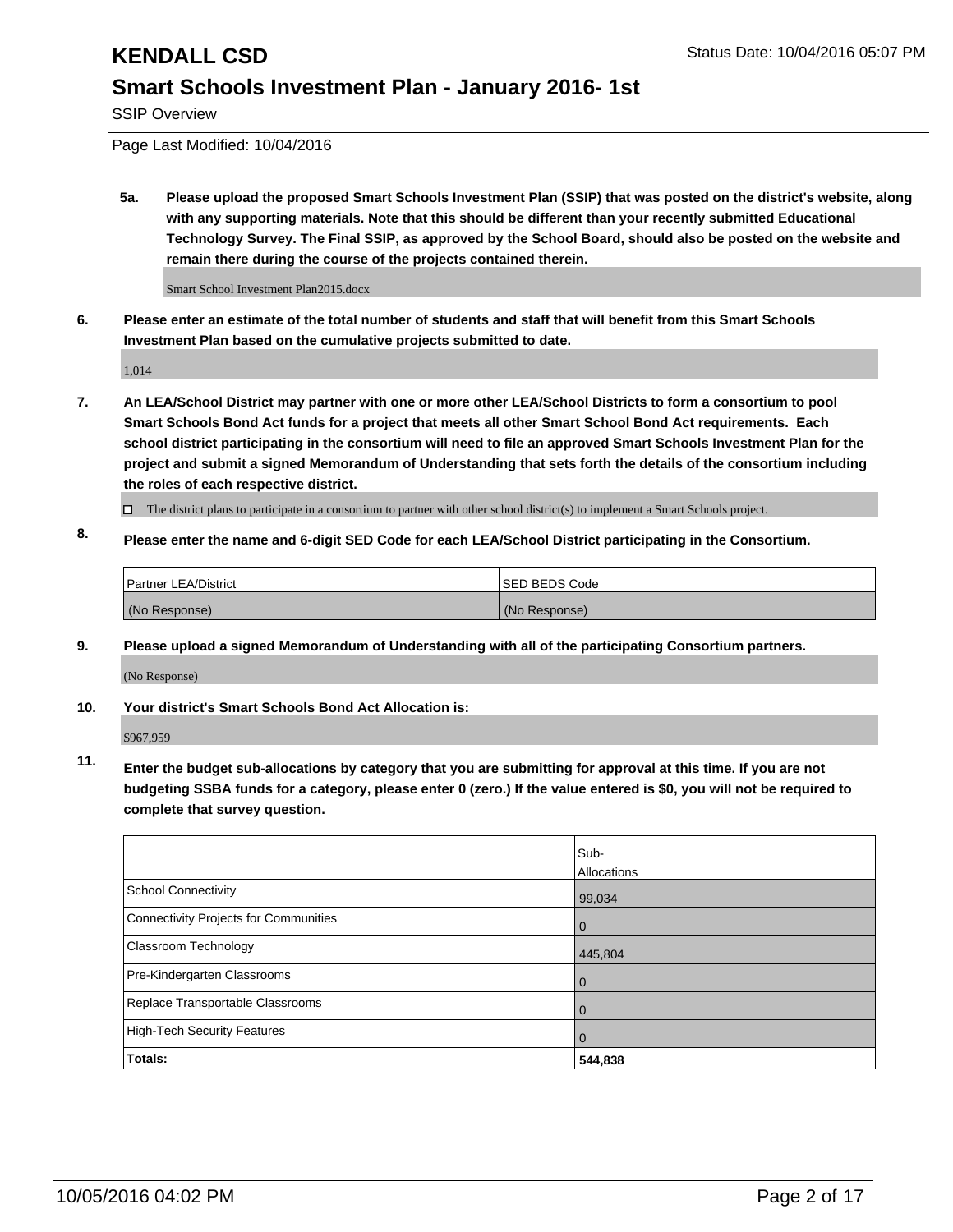# KENDALL CSD

Status Date: 10/04/2016 05:07 PM

## Smart Schools Investment Plan - January 2016- 1st

SSIP Overview

Page Last Modified: 10/04/2016

**5a. Please upload the proposed Smart Schools Investment Plan (SSIP) that was posted on the district's website, along with any supporting materials. Note that this should be different than your recently submitted Educational Technology Survey. The Final SSIP, as approved by the School Board, should also be posted on the website and remain there during the course of the projects contained therein.**

Smart School Investment Plan2015.docx

**6. Please enter an estimate of the total number of students and staff that will benefit from this Smart Schools Investment Plan based on the cumulative projects submitted to date.**

1,014

**7. An LEA/School District may partner with one or more other LEA/School Districts to form a consortium to pool Smart Schools Bond Act funds for a project that meets all other Smart School Bond Act requirements. Each school district participating in the consortium will need to file an approved Smart Schools Investment Plan for the project and submit a signed Memorandum of Understanding that sets forth the details of the consortium including the roles of each respective district.**

☐ The district plans to participate in a consortium to partner with other school district(s) to implement a Smart Schools project.

**8. Please enter the name and 6-digit SED Code for each LEA/School District participating in the Consortium.**

| Partner LEA/District | SED BEDS Code |
|---|---|
| (No Response) | (No Response) |

**9. Please upload a signed Memorandum of Understanding with all of the participating Consortium partners.**

(No Response)

**10. Your district's Smart Schools Bond Act Allocation is:**

$967,959

**11. Enter the budget sub-allocations by category that you are submitting for approval at this time. If you are not budgeting SSBA funds for a category, please enter 0 (zero.) If the value entered is $0, you will not be required to complete that survey question.**

| | Sub-Allocations |
|---|---|
| School Connectivity | 99,034 |
| Connectivity Projects for Communities | 0 |
| Classroom Technology | 445,804 |
| Pre-Kindergarten Classrooms | 0 |
| Replace Transportable Classrooms | 0 |
| High-Tech Security Features | 0 |
| **Totals:** | **544,838** |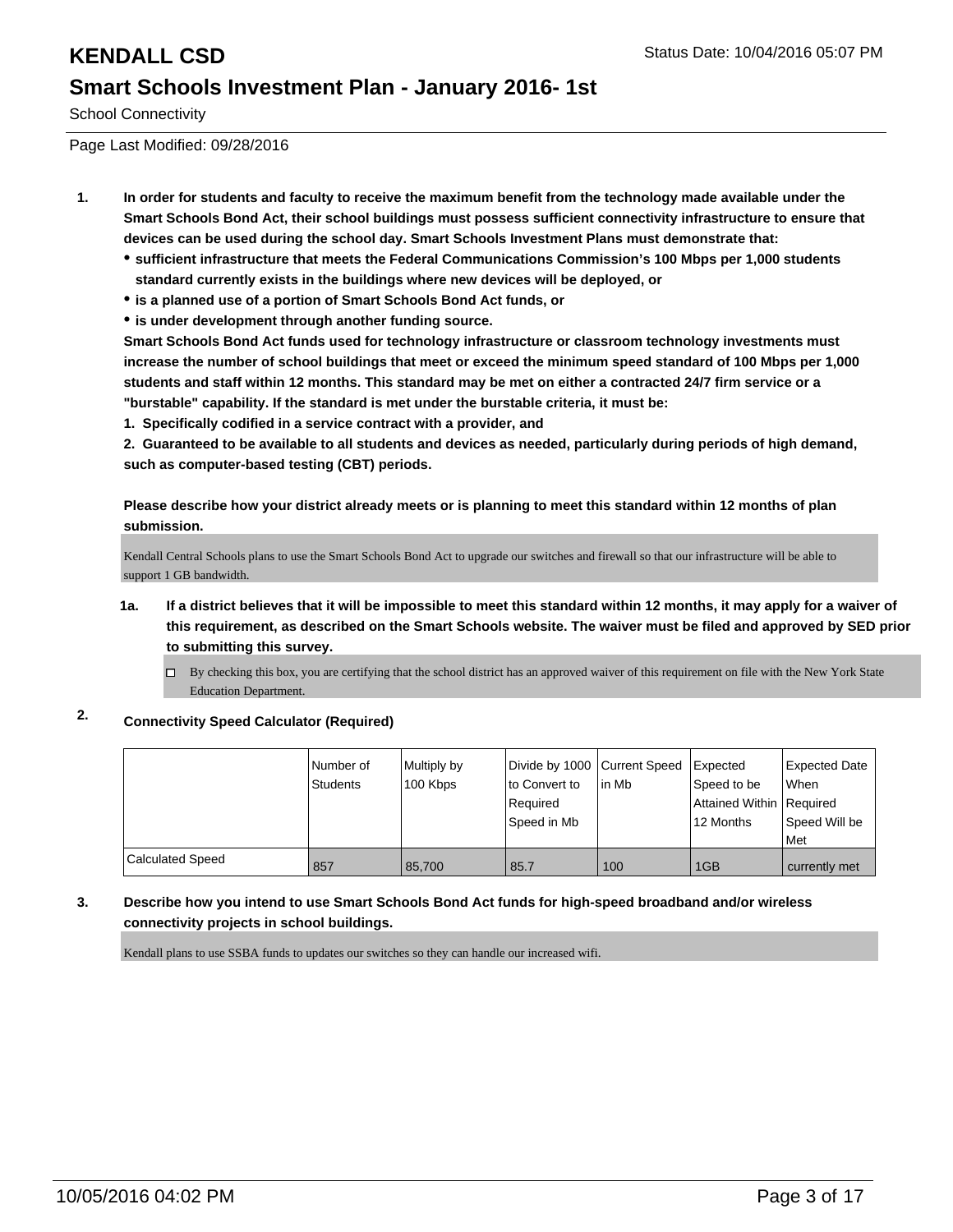# KENDALL CSD

Status Date: 10/04/2016 05:07 PM

## Smart Schools Investment Plan - January 2016- 1st

School Connectivity

Page Last Modified: 09/28/2016

1. **In order for students and faculty to receive the maximum benefit from the technology made available under the Smart Schools Bond Act, their school buildings must possess sufficient connectivity infrastructure to ensure that devices can be used during the school day. Smart Schools Investment Plans must demonstrate that:**
   - **sufficient infrastructure that meets the Federal Communications Commission's 100 Mbps per 1,000 students standard currently exists in the buildings where new devices will be deployed, or**
   - **is a planned use of a portion of Smart Schools Bond Act funds, or**
   - **is under development through another funding source.**

   **Smart Schools Bond Act funds used for technology infrastructure or classroom technology investments must increase the number of school buildings that meet or exceed the minimum speed standard of 100 Mbps per 1,000 students and staff within 12 months. This standard may be met on either a contracted 24/7 firm service or a "burstable" capability. If the standard is met under the burstable criteria, it must be:**

   **1. Specifically codified in a service contract with a provider, and**

   **2. Guaranteed to be available to all students and devices as needed, particularly during periods of high demand, such as computer-based testing (CBT) periods.**

   **Please describe how your district already meets or is planning to meet this standard within 12 months of plan submission.**

   Kendall Central Schools plans to use the Smart Schools Bond Act to upgrade our switches and firewall so that our infrastructure will be able to support 1 GB bandwidth.

   1a. **If a district believes that it will be impossible to meet this standard within 12 months, it may apply for a waiver of this requirement, as described on the Smart Schools website. The waiver must be filed and approved by SED prior to submitting this survey.**

   ☐ By checking this box, you are certifying that the school district has an approved waiver of this requirement on file with the New York State Education Department.

2. **Connectivity Speed Calculator (Required)**

| | Number of Students | Multiply by 100 Kbps | Divide by 1000 to Convert to Required Speed in Mb | Current Speed in Mb | Expected Speed to be Attained Within 12 Months | Expected Date When Required Speed Will be Met |
|---|---|---|---|---|---|---|
| Calculated Speed | 857 | 85,700 | 85.7 | 100 | 1GB | currently met |

3. **Describe how you intend to use Smart Schools Bond Act funds for high-speed broadband and/or wireless connectivity projects in school buildings.**

   Kendall plans to use SSBA funds to updates our switches so they can handle our increased wifi.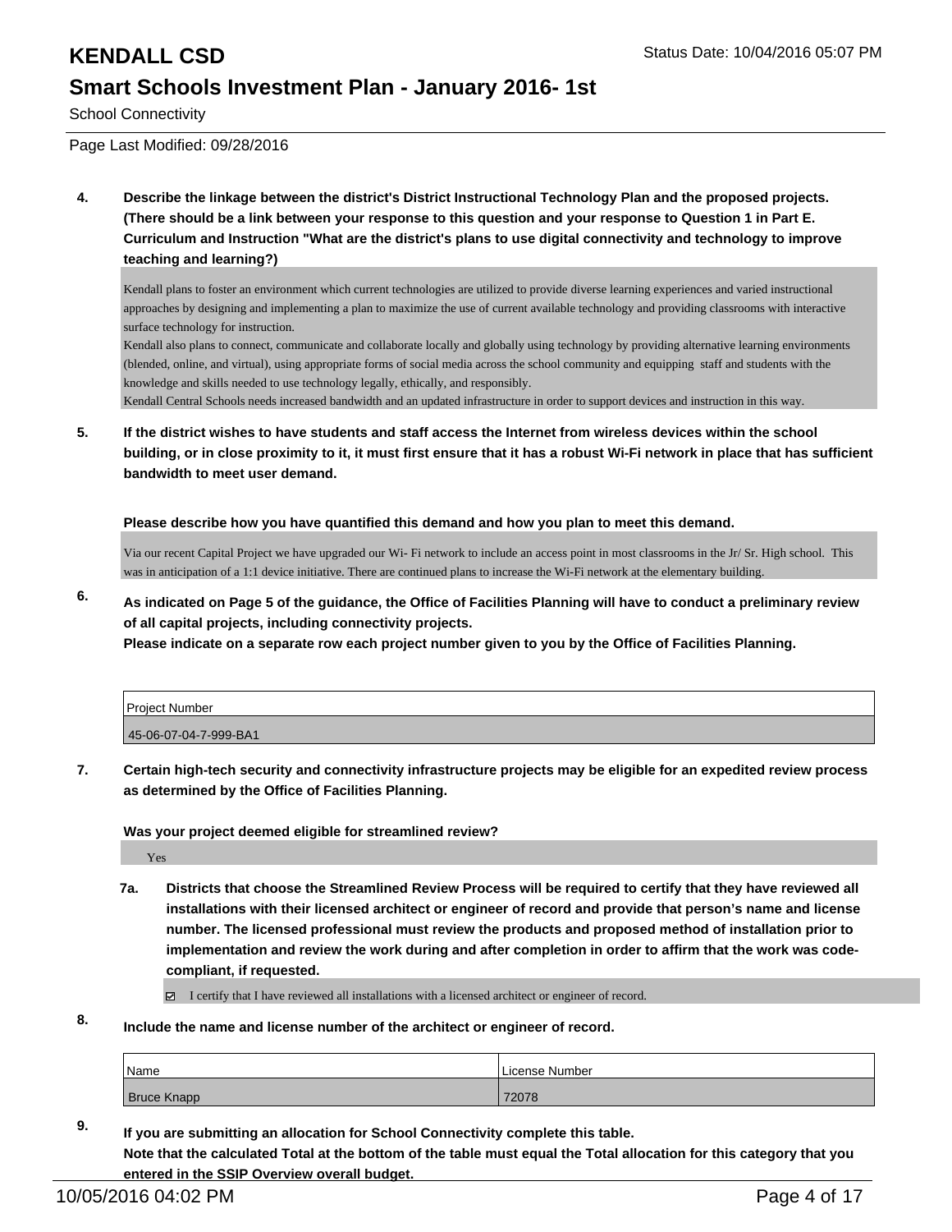School Connectivity

**4. Describe the linkage between the district's District Instructional Technology Plan and the proposed projects. (There should be a link between your response to this question and your response to Question 1 in Part E. Curriculum and Instruction "What are the district's plans to use digital connectivity and technology to improve teaching and learning?)**

Kendall plans to foster an environment which current technologies are utilized to provide diverse learning experiences and varied instructional approaches by designing and implementing a plan to maximize the use of current available technology and providing classrooms with interactive surface technology for instruction.
Kendall also plans to connect, communicate and collaborate locally and globally using technology by providing alternative learning environments (blended, online, and virtual), using appropriate forms of social media across the school community and equipping staff and students with the knowledge and skills needed to use technology legally, ethically, and responsibly.
Kendall Central Schools needs increased bandwidth and an updated infrastructure in order to support devices and instruction in this way.

**5. If the district wishes to have students and staff access the Internet from wireless devices within the school building, or in close proximity to it, it must first ensure that it has a robust Wi-Fi network in place that has sufficient bandwidth to meet user demand.**

**Please describe how you have quantified this demand and how you plan to meet this demand.**

Via our recent Capital Project we have upgraded our Wi- Fi network to include an access point in most classrooms in the Jr/ Sr. High school. This was in anticipation of a 1:1 device initiative. There are continued plans to increase the Wi-Fi network at the elementary building.

**6. As indicated on Page 5 of the guidance, the Office of Facilities Planning will have to conduct a preliminary review of all capital projects, including connectivity projects.**
**Please indicate on a separate row each project number given to you by the Office of Facilities Planning.**

| Project Number |
| --- |
| 45-06-07-04-7-999-BA1 |

**7. Certain high-tech security and connectivity infrastructure projects may be eligible for an expedited review process as determined by the Office of Facilities Planning.**

**Was your project deemed eligible for streamlined review?**

Yes

**7a. Districts that choose the Streamlined Review Process will be required to certify that they have reviewed all installations with their licensed architect or engineer of record and provide that person's name and license number. The licensed professional must review the products and proposed method of installation prior to implementation and review the work during and after completion in order to affirm that the work was code-compliant, if requested.**

☑ I certify that I have reviewed all installations with a licensed architect or engineer of record.

**8. Include the name and license number of the architect or engineer of record.**

| Name | License Number |
| --- | --- |
| Bruce Knapp | 72078 |

**9. If you are submitting an allocation for School Connectivity complete this table.**
**Note that the calculated Total at the bottom of the table must equal the Total allocation for this category that you entered in the SSIP Overview overall budget.**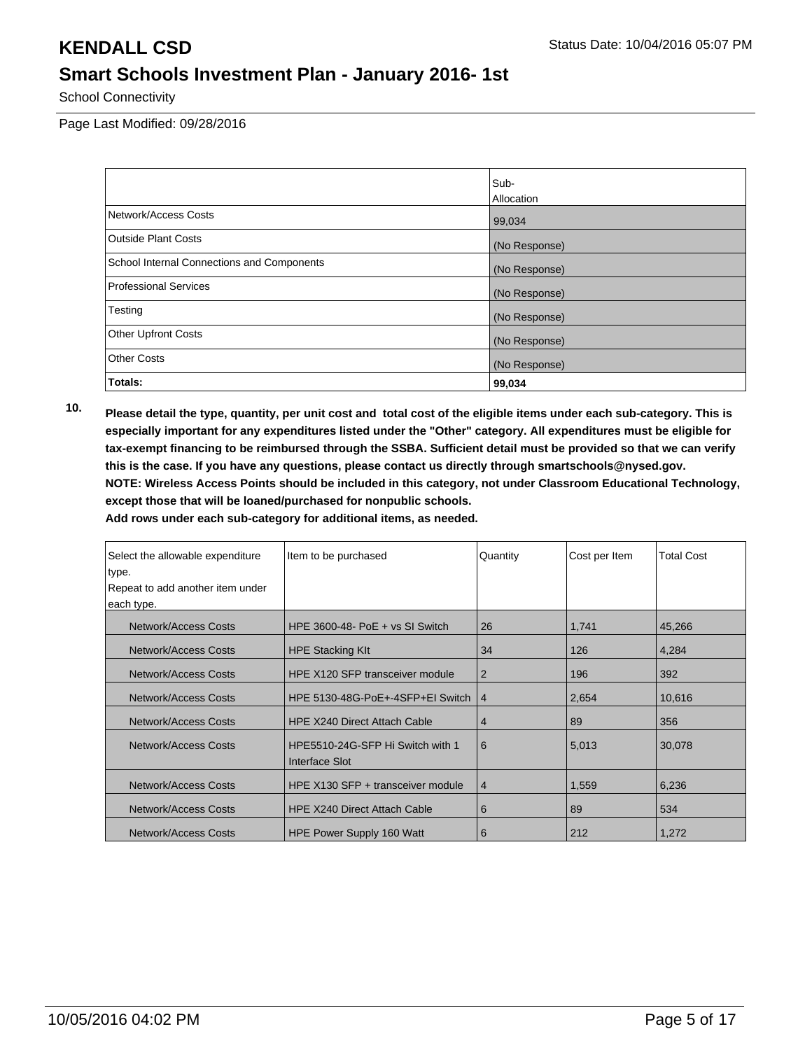# KENDALL CSD

## Smart Schools Investment Plan - January 2016- 1st

School Connectivity

Page Last Modified: 09/28/2016

| | Sub-Allocation |
|---|---|
| Network/Access Costs | 99,034 |
| Outside Plant Costs | (No Response) |
| School Internal Connections and Components | (No Response) |
| Professional Services | (No Response) |
| Testing | (No Response) |
| Other Upfront Costs | (No Response) |
| Other Costs | (No Response) |
| **Totals:** | **99,034** |

**10. Please detail the type, quantity, per unit cost and total cost of the eligible items under each sub-category. This is especially important for any expenditures listed under the "Other" category. All expenditures must be eligible for tax-exempt financing to be reimbursed through the SSBA. Sufficient detail must be provided so that we can verify this is the case. If you have any questions, please contact us directly through smartschools@nysed.gov. NOTE: Wireless Access Points should be included in this category, not under Classroom Educational Technology, except those that will be loaned/purchased for nonpublic schools. Add rows under each sub-category for additional items, as needed.**

| Select the allowable expenditure type. Repeat to add another item under each type. | Item to be purchased | Quantity | Cost per Item | Total Cost |
|---|---|---|---|---|
| Network/Access Costs | HPE 3600-48- PoE + vs SI Switch | 26 | 1,741 | 45,266 |
| Network/Access Costs | HPE Stacking KIt | 34 | 126 | 4,284 |
| Network/Access Costs | HPE X120 SFP transceiver module | 2 | 196 | 392 |
| Network/Access Costs | HPE 5130-48G-PoE+-4SFP+EI Switch | 4 | 2,654 | 10,616 |
| Network/Access Costs | HPE X240 Direct Attach Cable | 4 | 89 | 356 |
| Network/Access Costs | HPE5510-24G-SFP Hi Switch with 1 Interface Slot | 6 | 5,013 | 30,078 |
| Network/Access Costs | HPE X130 SFP + transceiver module | 4 | 1,559 | 6,236 |
| Network/Access Costs | HPE X240 Direct Attach Cable | 6 | 89 | 534 |
| Network/Access Costs | HPE Power Supply 160 Watt | 6 | 212 | 1,272 |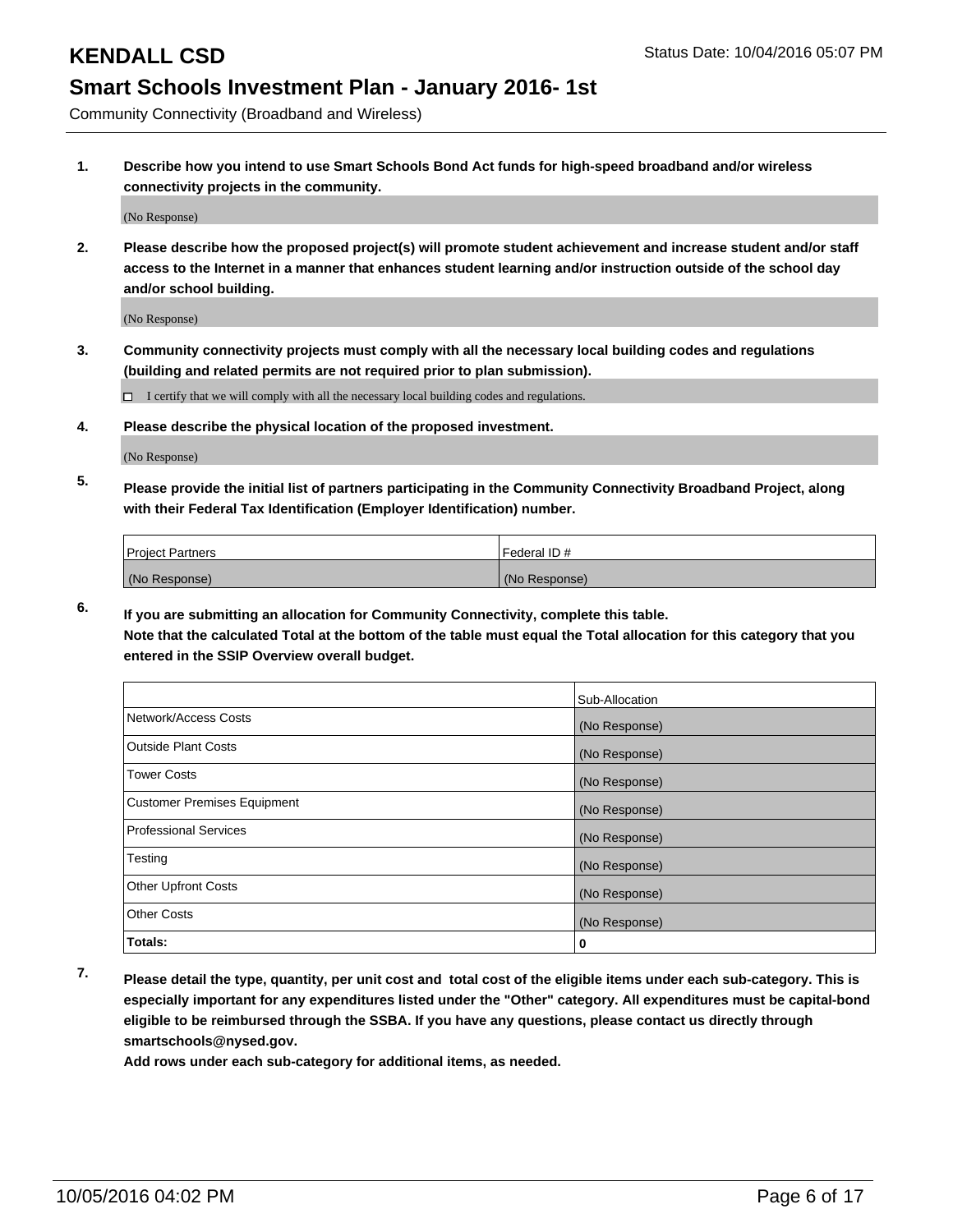Community Connectivity (Broadband and Wireless)

**1. Describe how you intend to use Smart Schools Bond Act funds for high-speed broadband and/or wireless connectivity projects in the community.**

(No Response)

**2. Please describe how the proposed project(s) will promote student achievement and increase student and/or staff access to the Internet in a manner that enhances student learning and/or instruction outside of the school day and/or school building.**

(No Response)

**3. Community connectivity projects must comply with all the necessary local building codes and regulations (building and related permits are not required prior to plan submission).**

☐ I certify that we will comply with all the necessary local building codes and regulations.

**4. Please describe the physical location of the proposed investment.**

(No Response)

**5. Please provide the initial list of partners participating in the Community Connectivity Broadband Project, along with their Federal Tax Identification (Employer Identification) number.**

| Project Partners | Federal ID # |
|---|---|
| (No Response) | (No Response) |

**6. If you are submitting an allocation for Community Connectivity, complete this table. Note that the calculated Total at the bottom of the table must equal the Total allocation for this category that you entered in the SSIP Overview overall budget.**

| | Sub-Allocation |
|---|---|
| Network/Access Costs | (No Response) |
| Outside Plant Costs | (No Response) |
| Tower Costs | (No Response) |
| Customer Premises Equipment | (No Response) |
| Professional Services | (No Response) |
| Testing | (No Response) |
| Other Upfront Costs | (No Response) |
| Other Costs | (No Response) |
| **Totals:** | **0** |

**7. Please detail the type, quantity, per unit cost and total cost of the eligible items under each sub-category. This is especially important for any expenditures listed under the "Other" category. All expenditures must be capital-bond eligible to be reimbursed through the SSBA. If you have any questions, please contact us directly through smartschools@nysed.gov.**

**Add rows under each sub-category for additional items, as needed.**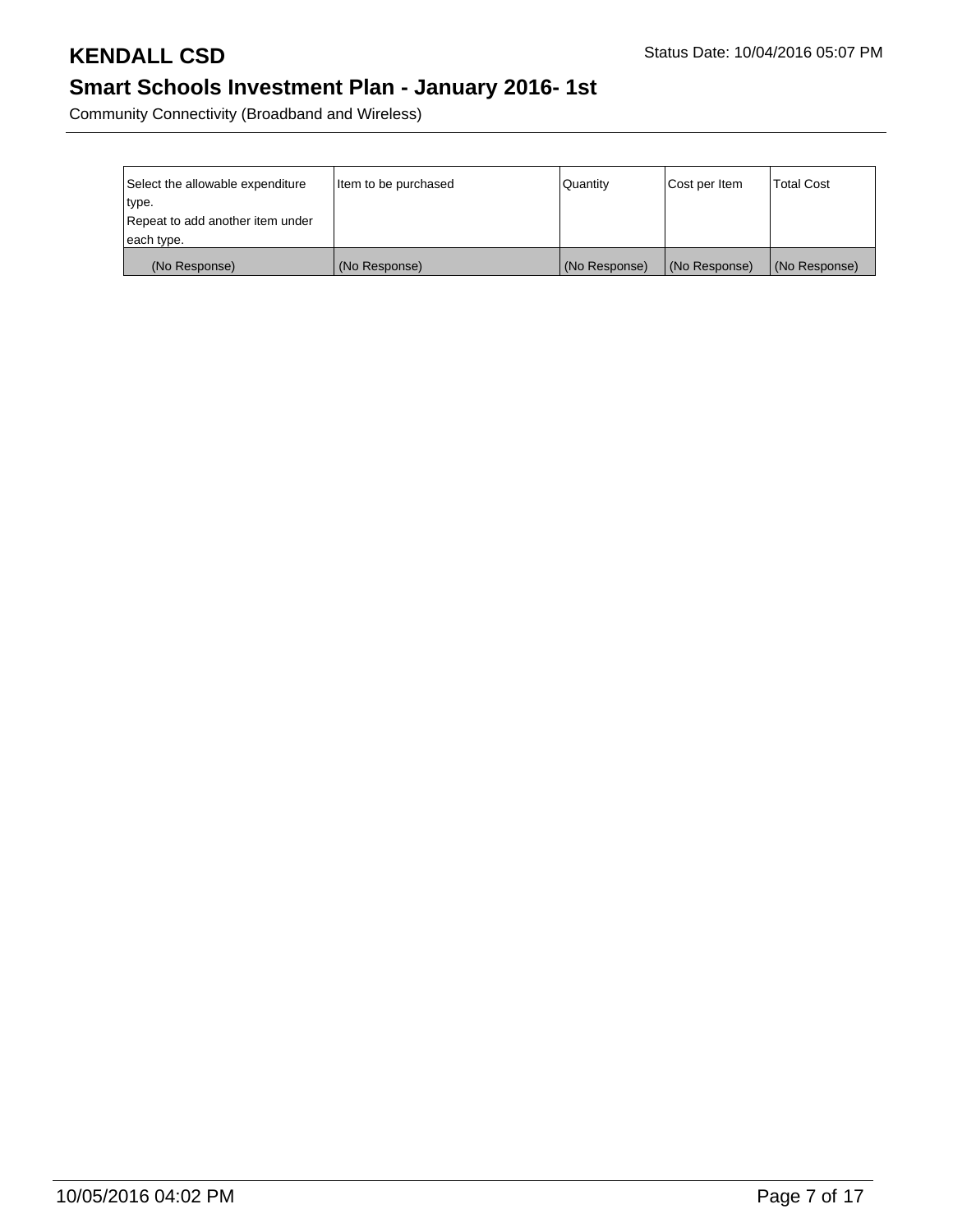| Select the allowable expenditure type. Repeat to add another item under each type. | Item to be purchased | Quantity | Cost per Item | Total Cost |
| --- | --- | --- | --- | --- |
| (No Response) | (No Response) | (No Response) | (No Response) | (No Response) |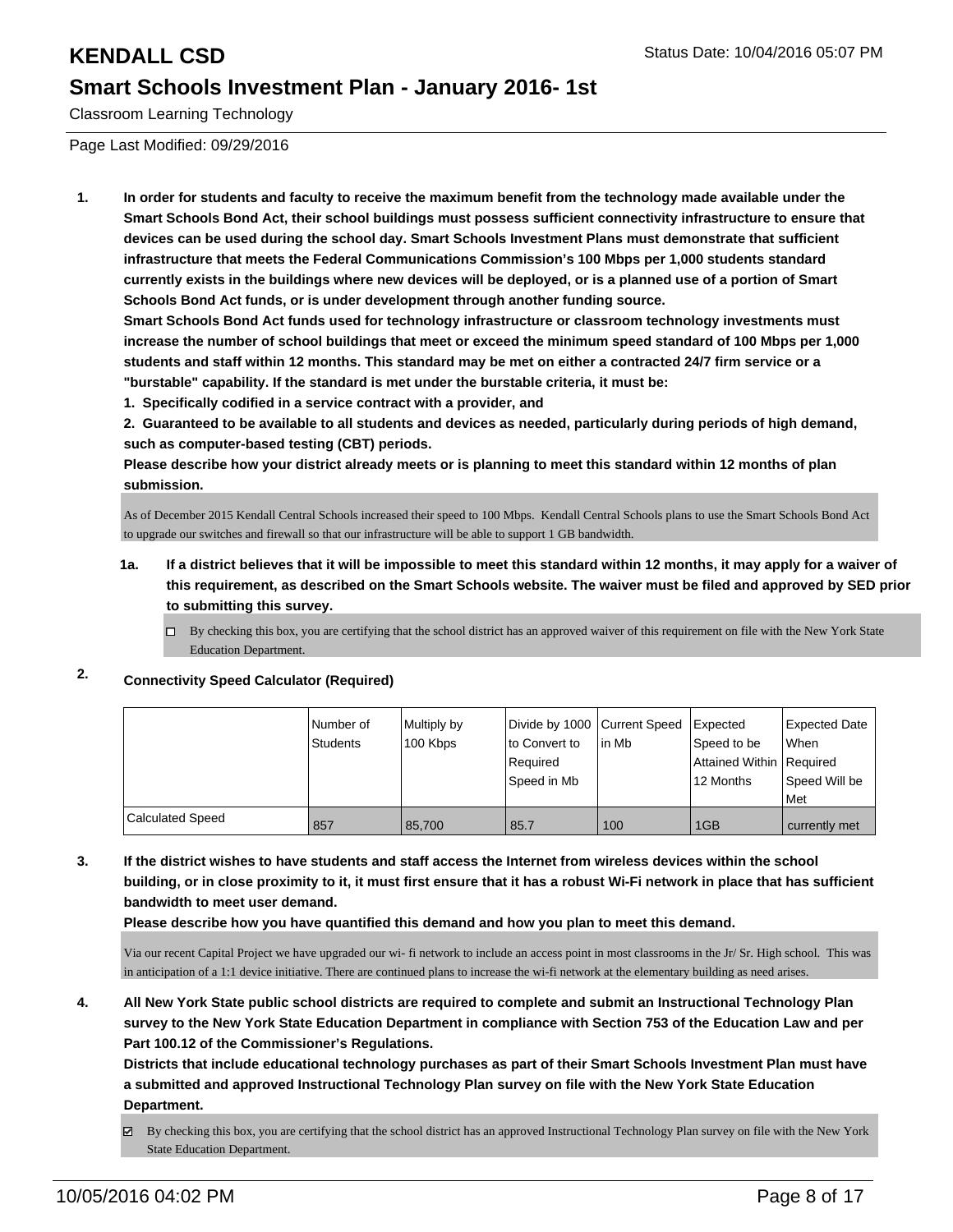# KENDALL CSD

## Smart Schools Investment Plan - January 2016- 1st

Classroom Learning Technology

Page Last Modified: 09/29/2016

1. **In order for students and faculty to receive the maximum benefit from the technology made available under the Smart Schools Bond Act, their school buildings must possess sufficient connectivity infrastructure to ensure that devices can be used during the school day. Smart Schools Investment Plans must demonstrate that sufficient infrastructure that meets the Federal Communications Commission's 100 Mbps per 1,000 students standard currently exists in the buildings where new devices will be deployed, or is a planned use of a portion of Smart Schools Bond Act funds, or is under development through another funding source.**

   **Smart Schools Bond Act funds used for technology infrastructure or classroom technology investments must increase the number of school buildings that meet or exceed the minimum speed standard of 100 Mbps per 1,000 students and staff within 12 months. This standard may be met on either a contracted 24/7 firm service or a "burstable" capability. If the standard is met under the burstable criteria, it must be:**

   **1. Specifically codified in a service contract with a provider, and**

   **2. Guaranteed to be available to all students and devices as needed, particularly during periods of high demand, such as computer-based testing (CBT) periods.**

   **Please describe how your district already meets or is planning to meet this standard within 12 months of plan submission.**

   As of December 2015 Kendall Central Schools increased their speed to 100 Mbps. Kendall Central Schools plans to use the Smart Schools Bond Act to upgrade our switches and firewall so that our infrastructure will be able to support 1 GB bandwidth.

   **1a. If a district believes that it will be impossible to meet this standard within 12 months, it may apply for a waiver of this requirement, as described on the Smart Schools website. The waiver must be filed and approved by SED prior to submitting this survey.**

   ☐ By checking this box, you are certifying that the school district has an approved waiver of this requirement on file with the New York State Education Department.

2. **Connectivity Speed Calculator (Required)**

| | Number of Students | Multiply by 100 Kbps | Divide by 1000 to Convert to Required Speed in Mb | Current Speed in Mb | Expected Speed to be Attained Within 12 Months | Expected Date When Required Speed Will be Met |
|---|---|---|---|---|---|---|
| Calculated Speed | 857 | 85,700 | 85.7 | 100 | 1GB | currently met |

3. **If the district wishes to have students and staff access the Internet from wireless devices within the school building, or in close proximity to it, it must first ensure that it has a robust Wi-Fi network in place that has sufficient bandwidth to meet user demand.**

   **Please describe how you have quantified this demand and how you plan to meet this demand.**

   Via our recent Capital Project we have upgraded our wi- fi network to include an access point in most classrooms in the Jr/ Sr. High school. This was in anticipation of a 1:1 device initiative. There are continued plans to increase the wi-fi network at the elementary building as need arises.

4. **All New York State public school districts are required to complete and submit an Instructional Technology Plan survey to the New York State Education Department in compliance with Section 753 of the Education Law and per Part 100.12 of the Commissioner's Regulations.**

   **Districts that include educational technology purchases as part of their Smart Schools Investment Plan must have a submitted and approved Instructional Technology Plan survey on file with the New York State Education Department.**

   ☑ By checking this box, you are certifying that the school district has an approved Instructional Technology Plan survey on file with the New York State Education Department.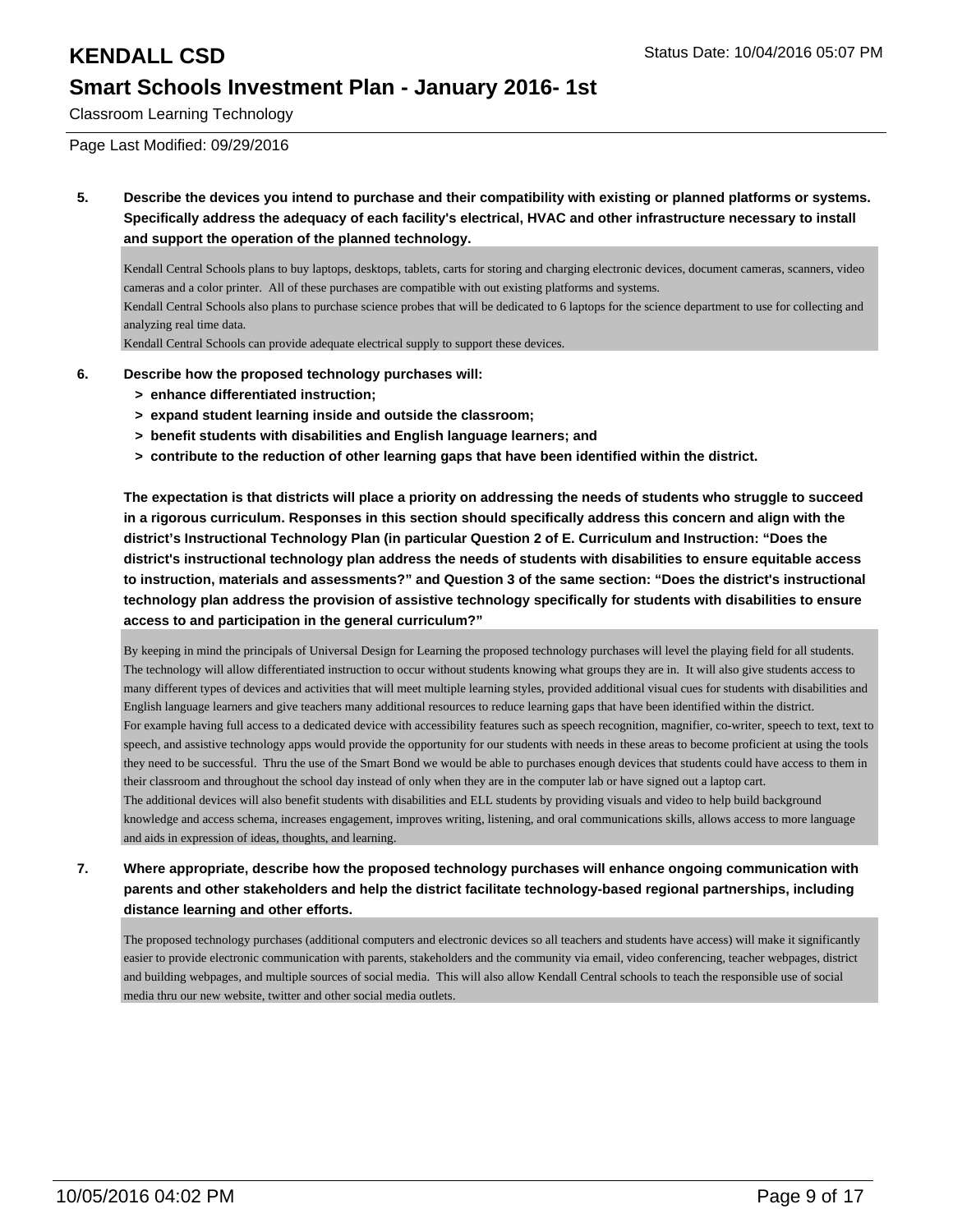Classroom Learning Technology

Page Last Modified: 09/29/2016

**5. Describe the devices you intend to purchase and their compatibility with existing or planned platforms or systems. Specifically address the adequacy of each facility's electrical, HVAC and other infrastructure necessary to install and support the operation of the planned technology.**

Kendall Central Schools plans to buy laptops, desktops, tablets, carts for storing and charging electronic devices, document cameras, scanners, video cameras and a color printer. All of these purchases are compatible with out existing platforms and systems.
Kendall Central Schools also plans to purchase science probes that will be dedicated to 6 laptops for the science department to use for collecting and analyzing real time data.
Kendall Central Schools can provide adequate electrical supply to support these devices.

**6. Describe how the proposed technology purchases will:**
- **> enhance differentiated instruction;**
- **> expand student learning inside and outside the classroom;**
- **> benefit students with disabilities and English language learners; and**
- **> contribute to the reduction of other learning gaps that have been identified within the district.**

**The expectation is that districts will place a priority on addressing the needs of students who struggle to succeed in a rigorous curriculum. Responses in this section should specifically address this concern and align with the district's Instructional Technology Plan (in particular Question 2 of E. Curriculum and Instruction: "Does the district's instructional technology plan address the needs of students with disabilities to ensure equitable access to instruction, materials and assessments?" and Question 3 of the same section: "Does the district's instructional technology plan address the provision of assistive technology specifically for students with disabilities to ensure access to and participation in the general curriculum?"**

By keeping in mind the principals of Universal Design for Learning the proposed technology purchases will level the playing field for all students. The technology will allow differentiated instruction to occur without students knowing what groups they are in. It will also give students access to many different types of devices and activities that will meet multiple learning styles, provided additional visual cues for students with disabilities and English language learners and give teachers many additional resources to reduce learning gaps that have been identified within the district.
For example having full access to a dedicated device with accessibility features such as speech recognition, magnifier, co-writer, speech to text, text to speech, and assistive technology apps would provide the opportunity for our students with needs in these areas to become proficient at using the tools they need to be successful. Thru the use of the Smart Bond we would be able to purchases enough devices that students could have access to them in their classroom and throughout the school day instead of only when they are in the computer lab or have signed out a laptop cart.
The additional devices will also benefit students with disabilities and ELL students by providing visuals and video to help build background knowledge and access schema, increases engagement, improves writing, listening, and oral communications skills, allows access to more language and aids in expression of ideas, thoughts, and learning.

**7. Where appropriate, describe how the proposed technology purchases will enhance ongoing communication with parents and other stakeholders and help the district facilitate technology-based regional partnerships, including distance learning and other efforts.**

The proposed technology purchases (additional computers and electronic devices so all teachers and students have access) will make it significantly easier to provide electronic communication with parents, stakeholders and the community via email, video conferencing, teacher webpages, district and building webpages, and multiple sources of social media. This will also allow Kendall Central schools to teach the responsible use of social media thru our new website, twitter and other social media outlets.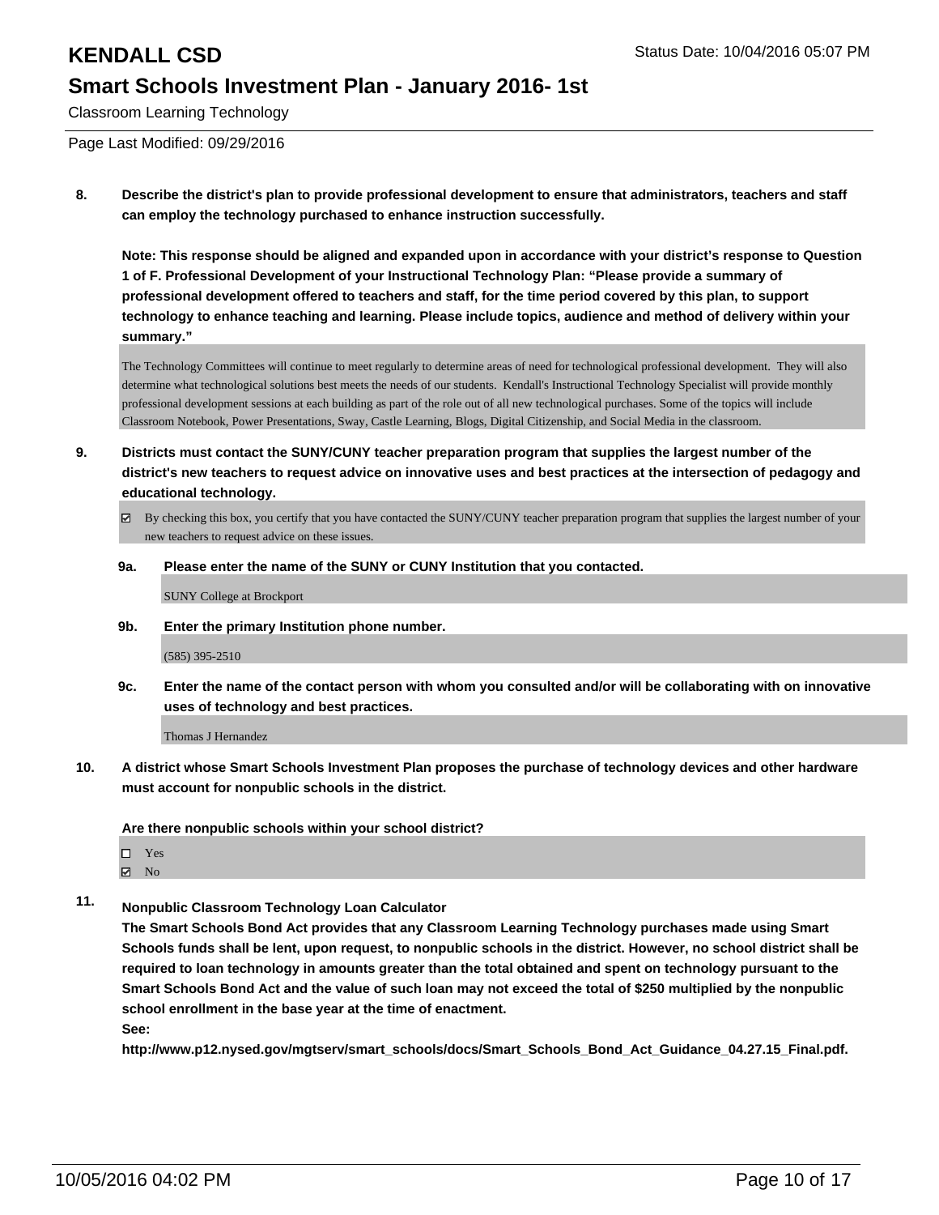**8. Describe the district's plan to provide professional development to ensure that administrators, teachers and staff can employ the technology purchased to enhance instruction successfully.**

**Note: This response should be aligned and expanded upon in accordance with your district's response to Question 1 of F. Professional Development of your Instructional Technology Plan: "Please provide a summary of professional development offered to teachers and staff, for the time period covered by this plan, to support technology to enhance teaching and learning. Please include topics, audience and method of delivery within your summary."**

The Technology Committees will continue to meet regularly to determine areas of need for technological professional development. They will also determine what technological solutions best meets the needs of our students. Kendall's Instructional Technology Specialist will provide monthly professional development sessions at each building as part of the role out of all new technological purchases. Some of the topics will include Classroom Notebook, Power Presentations, Sway, Castle Learning, Blogs, Digital Citizenship, and Social Media in the classroom.

**9. Districts must contact the SUNY/CUNY teacher preparation program that supplies the largest number of the district's new teachers to request advice on innovative uses and best practices at the intersection of pedagogy and educational technology.**

☑ By checking this box, you certify that you have contacted the SUNY/CUNY teacher preparation program that supplies the largest number of your new teachers to request advice on these issues.

**9a. Please enter the name of the SUNY or CUNY Institution that you contacted.**

SUNY College at Brockport

**9b. Enter the primary Institution phone number.**

(585) 395-2510

**9c. Enter the name of the contact person with whom you consulted and/or will be collaborating with on innovative uses of technology and best practices.**

Thomas J Hernandez

**10. A district whose Smart Schools Investment Plan proposes the purchase of technology devices and other hardware must account for nonpublic schools in the district.**

**Are there nonpublic schools within your school district?**

☐ Yes
☑ No

**11. Nonpublic Classroom Technology Loan Calculator**
**The Smart Schools Bond Act provides that any Classroom Learning Technology purchases made using Smart Schools funds shall be lent, upon request, to nonpublic schools in the district. However, no school district shall be required to loan technology in amounts greater than the total obtained and spent on technology pursuant to the Smart Schools Bond Act and the value of such loan may not exceed the total of $250 multiplied by the nonpublic school enrollment in the base year at the time of enactment.**
**See:**
**http://www.p12.nysed.gov/mgtserv/smart_schools/docs/Smart_Schools_Bond_Act_Guidance_04.27.15_Final.pdf.**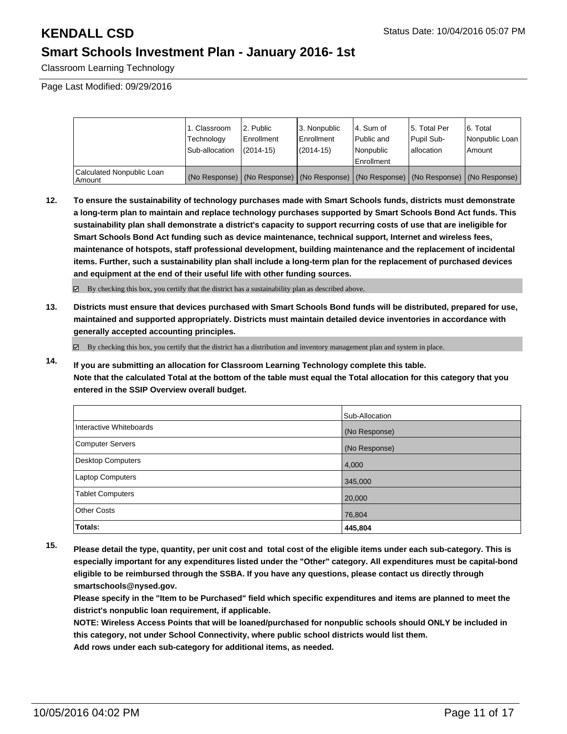Page Last Modified: 09/29/2016

| | 1. Classroom Technology Sub-allocation | 2. Public Enrollment (2014-15) | 3. Nonpublic Enrollment (2014-15) | 4. Sum of Public and Nonpublic Enrollment | 5. Total Per Pupil Sub-allocation | 6. Total Nonpublic Loan Amount |
|---|---|---|---|---|---|---|
| Calculated Nonpublic Loan Amount | (No Response) | (No Response) | (No Response) | (No Response) | (No Response) | (No Response) |

**12. To ensure the sustainability of technology purchases made with Smart Schools funds, districts must demonstrate a long-term plan to maintain and replace technology purchases supported by Smart Schools Bond Act funds. This sustainability plan shall demonstrate a district's capacity to support recurring costs of use that are ineligible for Smart Schools Bond Act funding such as device maintenance, technical support, Internet and wireless fees, maintenance of hotspots, staff professional development, building maintenance and the replacement of incidental items. Further, such a sustainability plan shall include a long-term plan for the replacement of purchased devices and equipment at the end of their useful life with other funding sources.**

☑ By checking this box, you certify that the district has a sustainability plan as described above.

**13. Districts must ensure that devices purchased with Smart Schools Bond funds will be distributed, prepared for use, maintained and supported appropriately. Districts must maintain detailed device inventories in accordance with generally accepted accounting principles.**

☑ By checking this box, you certify that the district has a distribution and inventory management plan and system in place.

**14. If you are submitting an allocation for Classroom Learning Technology complete this table. Note that the calculated Total at the bottom of the table must equal the Total allocation for this category that you entered in the SSIP Overview overall budget.**

| | Sub-Allocation |
|---|---|
| Interactive Whiteboards | (No Response) |
| Computer Servers | (No Response) |
| Desktop Computers | 4,000 |
| Laptop Computers | 345,000 |
| Tablet Computers | 20,000 |
| Other Costs | 76,804 |
| **Totals:** | **445,804** |

**15. Please detail the type, quantity, per unit cost and total cost of the eligible items under each sub-category. This is especially important for any expenditures listed under the "Other" category. All expenditures must be capital-bond eligible to be reimbursed through the SSBA. If you have any questions, please contact us directly through smartschools@nysed.gov.**

**Please specify in the "Item to be Purchased" field which specific expenditures and items are planned to meet the district's nonpublic loan requirement, if applicable.**

**NOTE: Wireless Access Points that will be loaned/purchased for nonpublic schools should ONLY be included in this category, not under School Connectivity, where public school districts would list them.**

**Add rows under each sub-category for additional items, as needed.**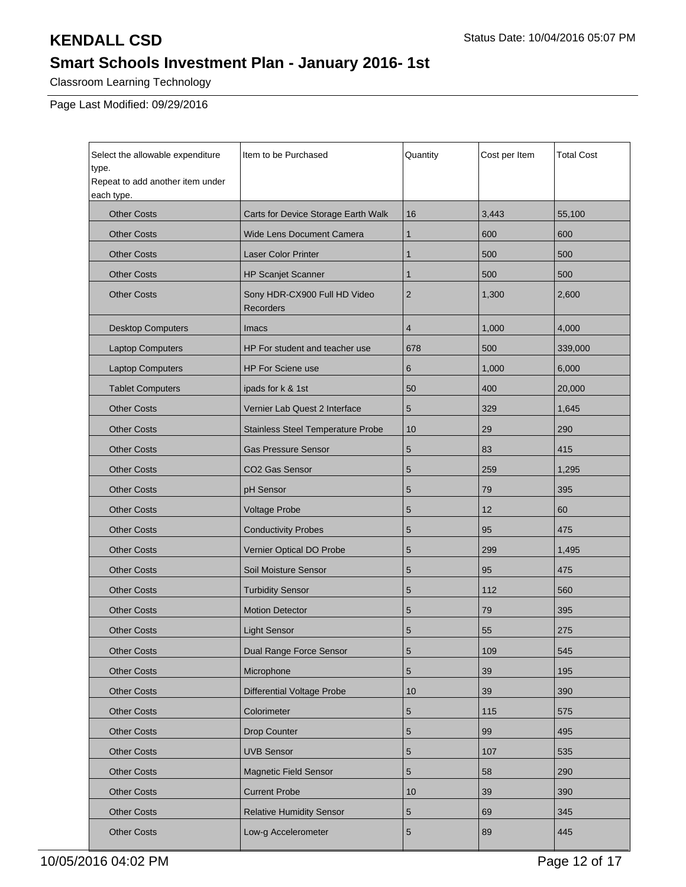# KENDALL CSD

## Smart Schools Investment Plan - January 2016- 1st

Classroom Learning Technology

Page Last Modified: 09/29/2016

| Select the allowable expenditure type. Repeat to add another item under each type. | Item to be Purchased | Quantity | Cost per Item | Total Cost |
|---|---|---|---|---|
| Other Costs | Carts for Device Storage Earth Walk | 16 | 3,443 | 55,100 |
| Other Costs | Wide Lens Document Camera | 1 | 600 | 600 |
| Other Costs | Laser Color Printer | 1 | 500 | 500 |
| Other Costs | HP Scanjet Scanner | 1 | 500 | 500 |
| Other Costs | Sony HDR-CX900 Full HD Video Recorders | 2 | 1,300 | 2,600 |
| Desktop Computers | Imacs | 4 | 1,000 | 4,000 |
| Laptop Computers | HP For student and teacher use | 678 | 500 | 339,000 |
| Laptop Computers | HP For Sciene use | 6 | 1,000 | 6,000 |
| Tablet Computers | ipads for k & 1st | 50 | 400 | 20,000 |
| Other Costs | Vernier Lab Quest 2 Interface | 5 | 329 | 1,645 |
| Other Costs | Stainless Steel Temperature Probe | 10 | 29 | 290 |
| Other Costs | Gas Pressure Sensor | 5 | 83 | 415 |
| Other Costs | CO2 Gas Sensor | 5 | 259 | 1,295 |
| Other Costs | pH Sensor | 5 | 79 | 395 |
| Other Costs | Voltage Probe | 5 | 12 | 60 |
| Other Costs | Conductivity Probes | 5 | 95 | 475 |
| Other Costs | Vernier Optical DO Probe | 5 | 299 | 1,495 |
| Other Costs | Soil Moisture Sensor | 5 | 95 | 475 |
| Other Costs | Turbidity Sensor | 5 | 112 | 560 |
| Other Costs | Motion Detector | 5 | 79 | 395 |
| Other Costs | Light Sensor | 5 | 55 | 275 |
| Other Costs | Dual Range Force Sensor | 5 | 109 | 545 |
| Other Costs | Microphone | 5 | 39 | 195 |
| Other Costs | Differential Voltage Probe | 10 | 39 | 390 |
| Other Costs | Colorimeter | 5 | 115 | 575 |
| Other Costs | Drop Counter | 5 | 99 | 495 |
| Other Costs | UVB Sensor | 5 | 107 | 535 |
| Other Costs | Magnetic Field Sensor | 5 | 58 | 290 |
| Other Costs | Current Probe | 10 | 39 | 390 |
| Other Costs | Relative Humidity Sensor | 5 | 69 | 345 |
| Other Costs | Low-g Accelerometer | 5 | 89 | 445 |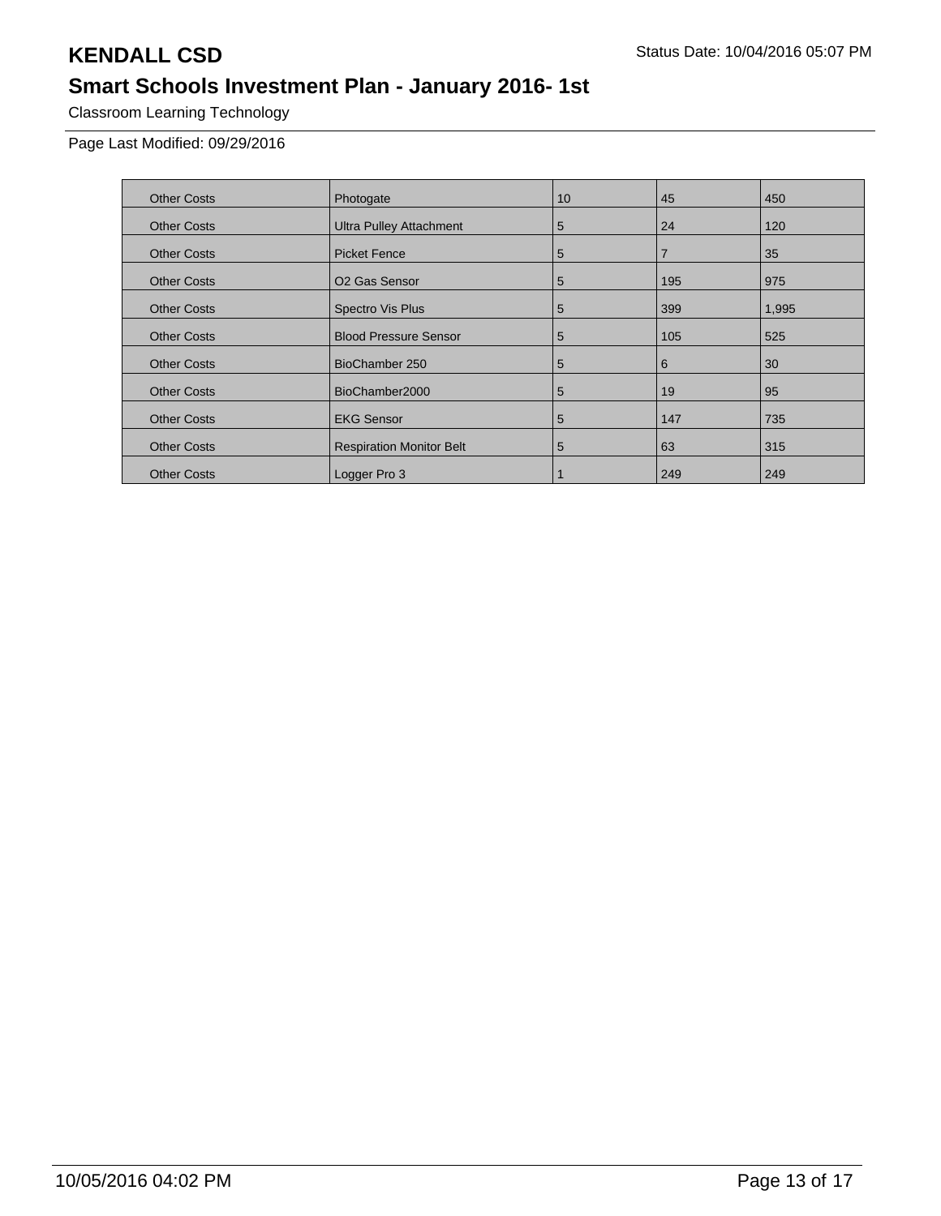# KENDALL CSD

## Smart Schools Investment Plan - January 2016- 1st

Classroom Learning Technology

Page Last Modified: 09/29/2016

| | | | | |
|---|---|---|---|---|
| Other Costs | Photogate | 10 | 45 | 450 |
| Other Costs | Ultra Pulley Attachment | 5 | 24 | 120 |
| Other Costs | Picket Fence | 5 | 7 | 35 |
| Other Costs | O2 Gas Sensor | 5 | 195 | 975 |
| Other Costs | Spectro Vis Plus | 5 | 399 | 1,995 |
| Other Costs | Blood Pressure Sensor | 5 | 105 | 525 |
| Other Costs | BioChamber 250 | 5 | 6 | 30 |
| Other Costs | BioChamber2000 | 5 | 19 | 95 |
| Other Costs | EKG Sensor | 5 | 147 | 735 |
| Other Costs | Respiration Monitor Belt | 5 | 63 | 315 |
| Other Costs | Logger Pro 3 | 1 | 249 | 249 |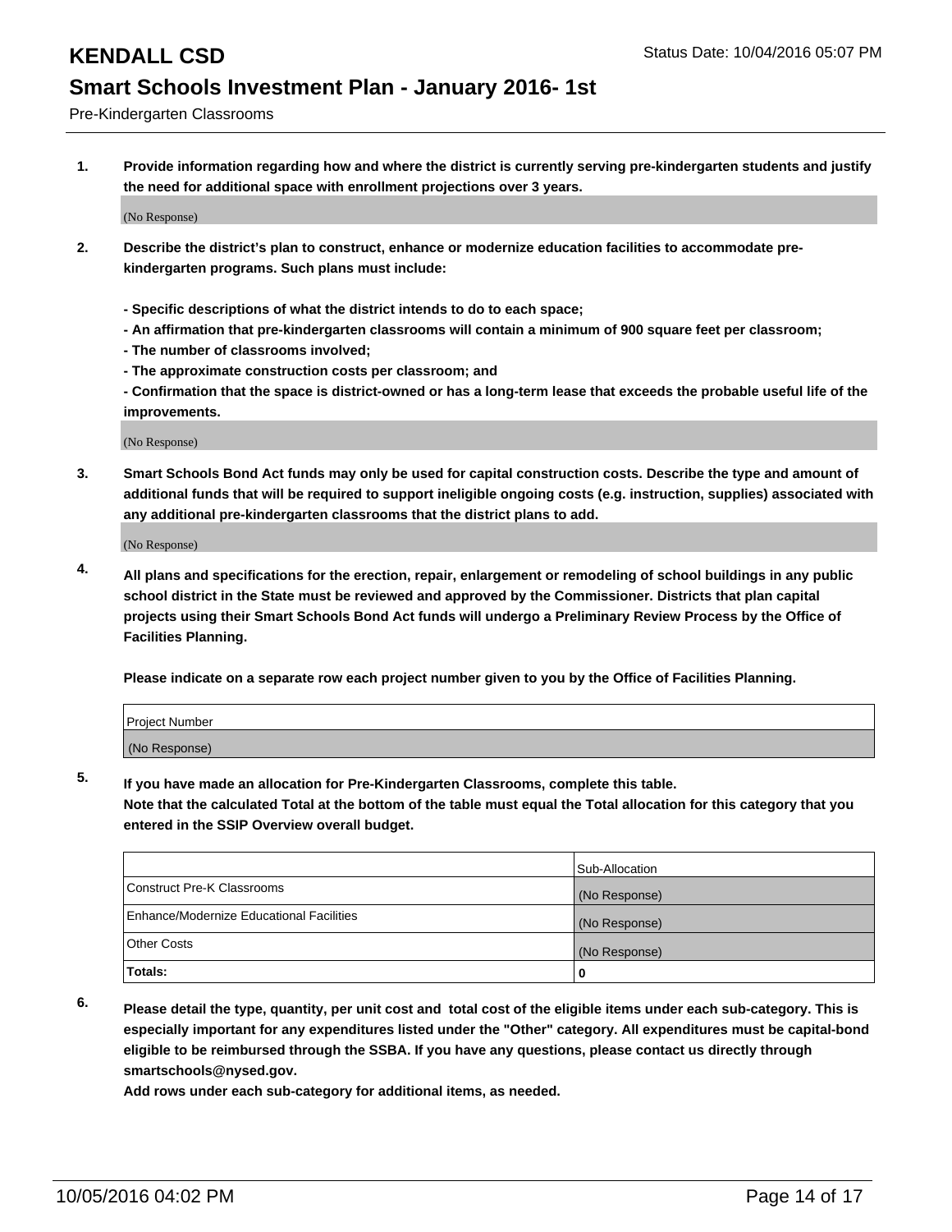## Pre-Kindergarten Classrooms

1. **Provide information regarding how and where the district is currently serving pre-kindergarten students and justify the need for additional space with enrollment projections over 3 years.**

   (No Response)

2. **Describe the district's plan to construct, enhance or modernize education facilities to accommodate pre-kindergarten programs. Such plans must include:**

   **- Specific descriptions of what the district intends to do to each space;**
   **- An affirmation that pre-kindergarten classrooms will contain a minimum of 900 square feet per classroom;**
   **- The number of classrooms involved;**
   **- The approximate construction costs per classroom; and**
   **- Confirmation that the space is district-owned or has a long-term lease that exceeds the probable useful life of the improvements.**

   (No Response)

3. **Smart Schools Bond Act funds may only be used for capital construction costs. Describe the type and amount of additional funds that will be required to support ineligible ongoing costs (e.g. instruction, supplies) associated with any additional pre-kindergarten classrooms that the district plans to add.**

   (No Response)

4. **All plans and specifications for the erection, repair, enlargement or remodeling of school buildings in any public school district in the State must be reviewed and approved by the Commissioner. Districts that plan capital projects using their Smart Schools Bond Act funds will undergo a Preliminary Review Process by the Office of Facilities Planning.**

   **Please indicate on a separate row each project number given to you by the Office of Facilities Planning.**

| Project Number |
|---|
| (No Response) |

5. **If you have made an allocation for Pre-Kindergarten Classrooms, complete this table. Note that the calculated Total at the bottom of the table must equal the Total allocation for this category that you entered in the SSIP Overview overall budget.**

| | Sub-Allocation |
|---|---|
| Construct Pre-K Classrooms | (No Response) |
| Enhance/Modernize Educational Facilities | (No Response) |
| Other Costs | (No Response) |
| **Totals:** | **0** |

6. **Please detail the type, quantity, per unit cost and total cost of the eligible items under each sub-category. This is especially important for any expenditures listed under the "Other" category. All expenditures must be capital-bond eligible to be reimbursed through the SSBA. If you have any questions, please contact us directly through smartschools@nysed.gov.**
   **Add rows under each sub-category for additional items, as needed.**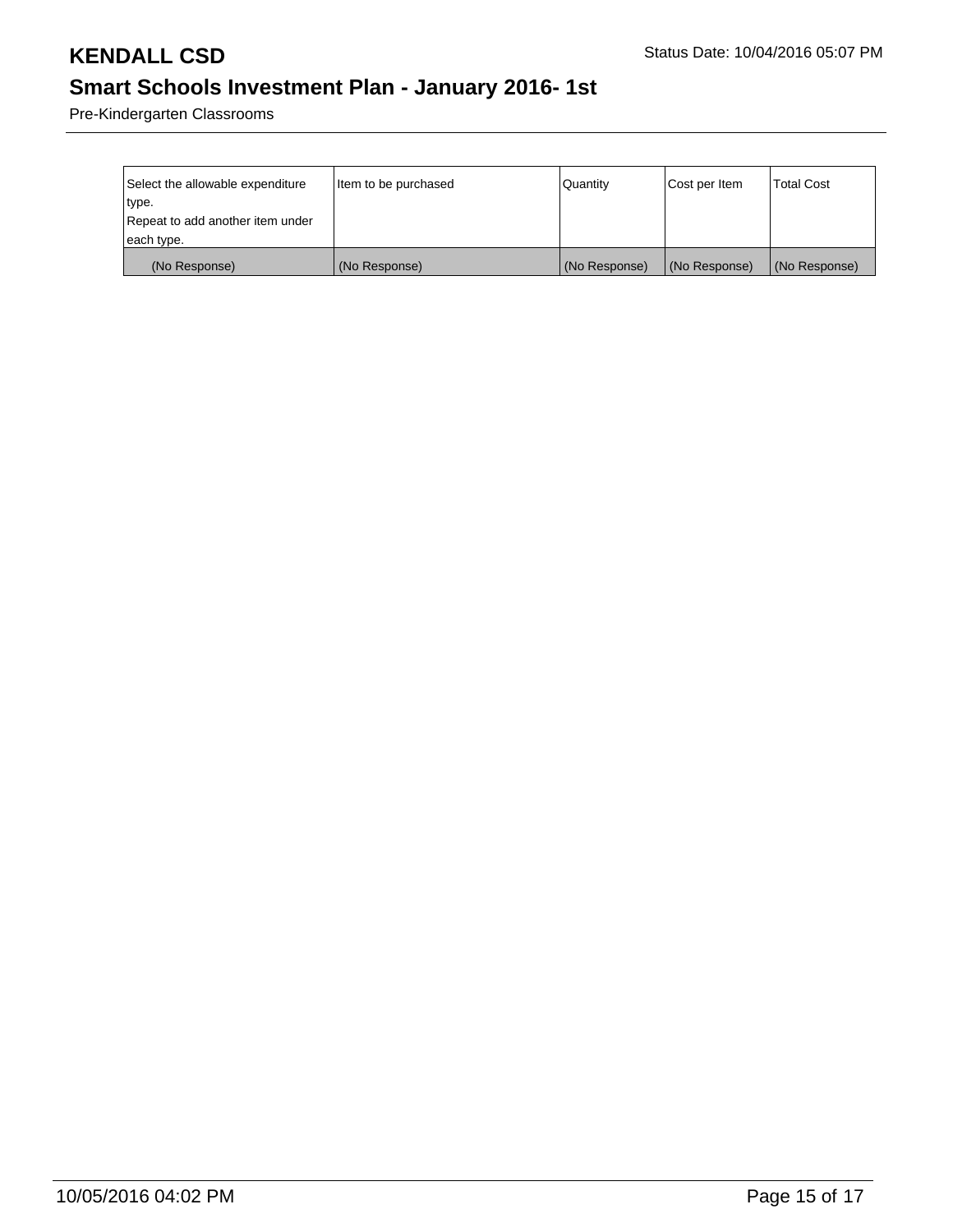| Select the allowable expenditure type. Repeat to add another item under each type. | Item to be purchased | Quantity | Cost per Item | Total Cost |
|---|---|---|---|---|
| (No Response) | (No Response) | (No Response) | (No Response) | (No Response) |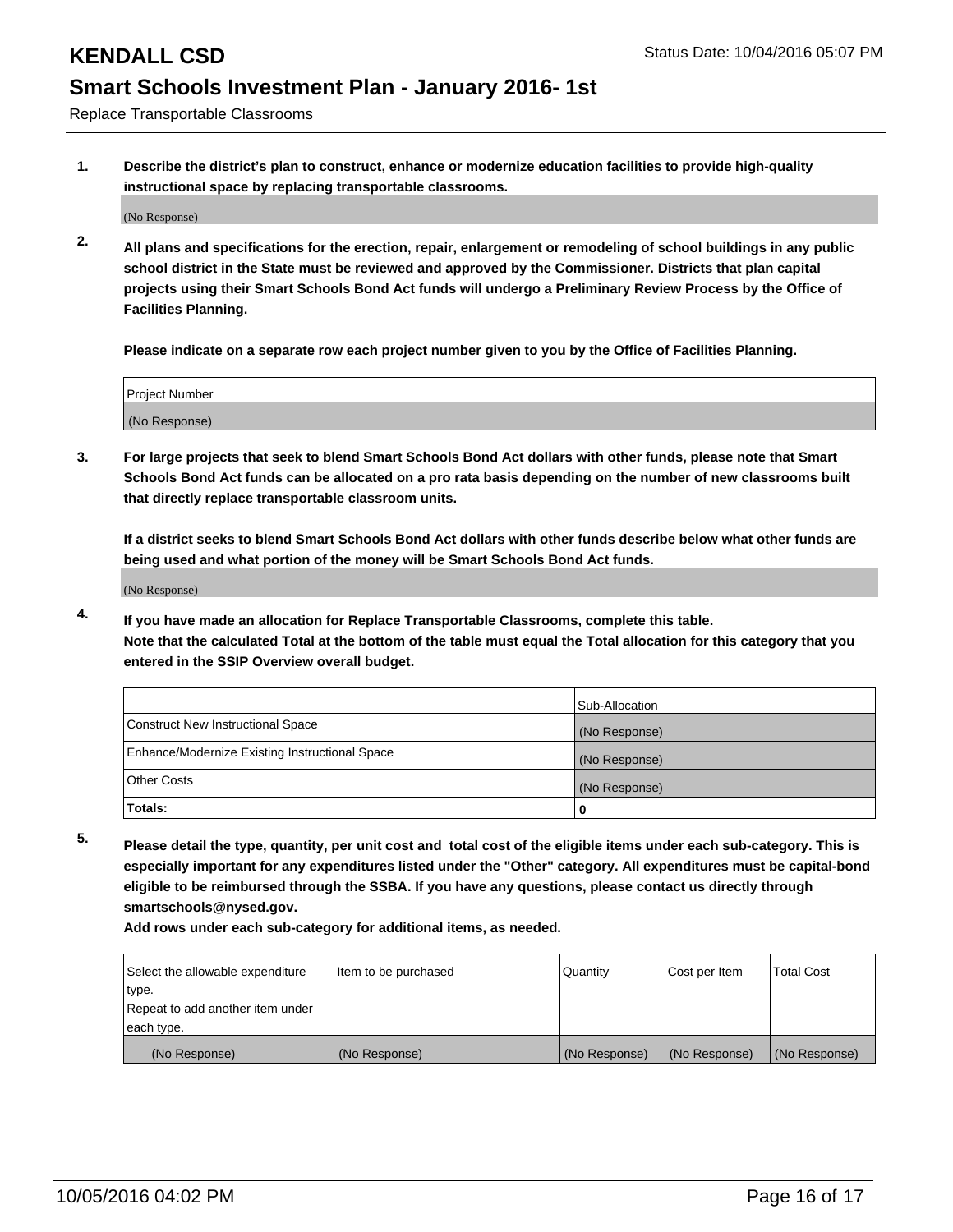## Replace Transportable Classrooms

**1. Describe the district's plan to construct, enhance or modernize education facilities to provide high-quality instructional space by replacing transportable classrooms.**

(No Response)

**2. All plans and specifications for the erection, repair, enlargement or remodeling of school buildings in any public school district in the State must be reviewed and approved by the Commissioner. Districts that plan capital projects using their Smart Schools Bond Act funds will undergo a Preliminary Review Process by the Office of Facilities Planning.**

**Please indicate on a separate row each project number given to you by the Office of Facilities Planning.**

| Project Number |
|---|
| (No Response) |

**3. For large projects that seek to blend Smart Schools Bond Act dollars with other funds, please note that Smart Schools Bond Act funds can be allocated on a pro rata basis depending on the number of new classrooms built that directly replace transportable classroom units.**

**If a district seeks to blend Smart Schools Bond Act dollars with other funds describe below what other funds are being used and what portion of the money will be Smart Schools Bond Act funds.**

(No Response)

**4. If you have made an allocation for Replace Transportable Classrooms, complete this table. Note that the calculated Total at the bottom of the table must equal the Total allocation for this category that you entered in the SSIP Overview overall budget.**

| | Sub-Allocation |
|---|---|
| Construct New Instructional Space | (No Response) |
| Enhance/Modernize Existing Instructional Space | (No Response) |
| Other Costs | (No Response) |
| **Totals:** | **0** |

**5. Please detail the type, quantity, per unit cost and total cost of the eligible items under each sub-category. This is especially important for any expenditures listed under the "Other" category. All expenditures must be capital-bond eligible to be reimbursed through the SSBA. If you have any questions, please contact us directly through smartschools@nysed.gov.**

**Add rows under each sub-category for additional items, as needed.**

| Select the allowable expenditure type. Repeat to add another item under each type. | Item to be purchased | Quantity | Cost per Item | Total Cost |
|---|---|---|---|---|
| (No Response) | (No Response) | (No Response) | (No Response) | (No Response) |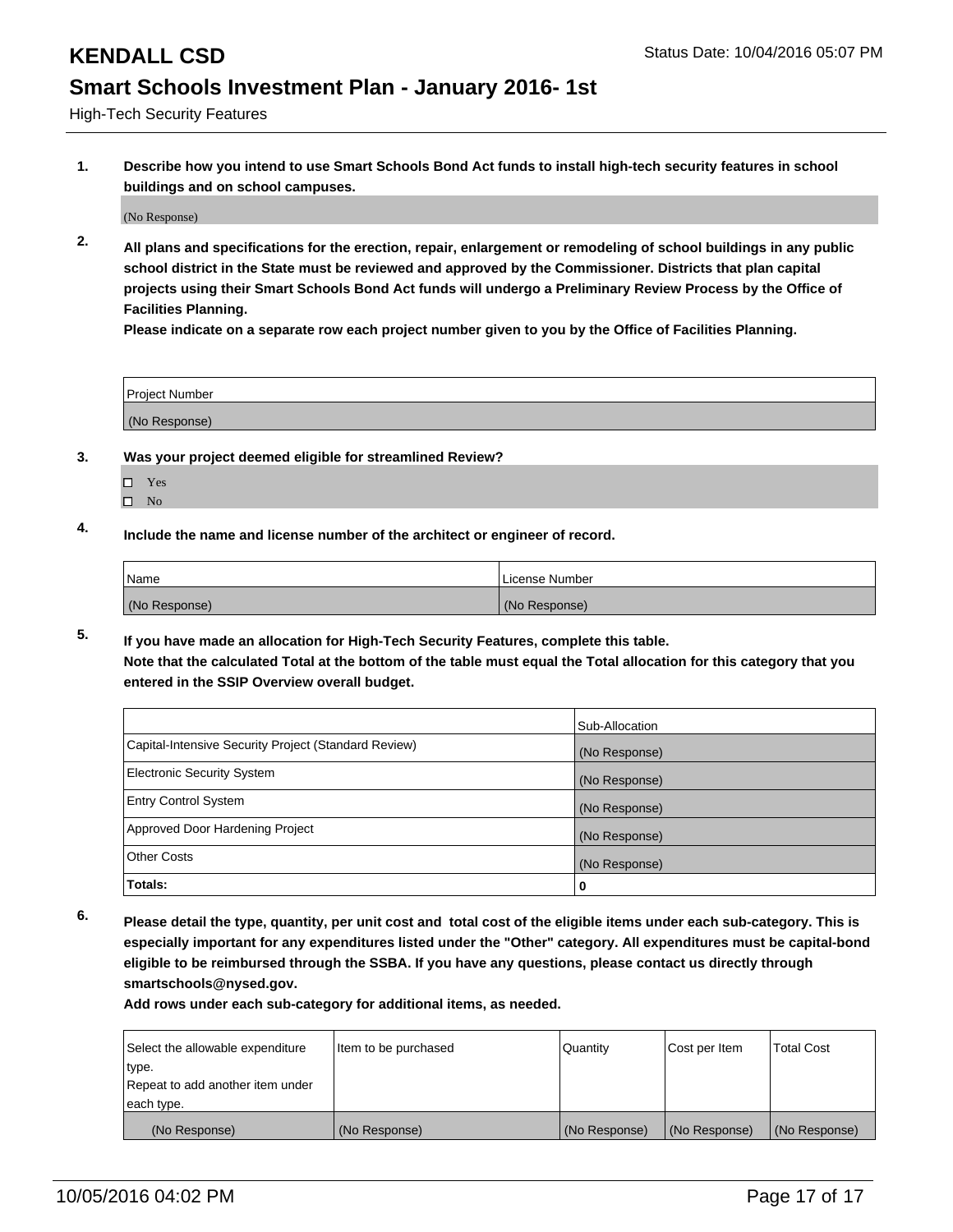# KENDALL CSD

Status Date: 10/04/2016 05:07 PM

## Smart Schools Investment Plan - January 2016- 1st

High-Tech Security Features

**1. Describe how you intend to use Smart Schools Bond Act funds to install high-tech security features in school buildings and on school campuses.**

(No Response)

**2. All plans and specifications for the erection, repair, enlargement or remodeling of school buildings in any public school district in the State must be reviewed and approved by the Commissioner. Districts that plan capital projects using their Smart Schools Bond Act funds will undergo a Preliminary Review Process by the Office of Facilities Planning.**
**Please indicate on a separate row each project number given to you by the Office of Facilities Planning.**

| Project Number |
| --- |
| (No Response) |

**3. Was your project deemed eligible for streamlined Review?**

☐ Yes
☐ No

**4. Include the name and license number of the architect or engineer of record.**

| Name | License Number |
| --- | --- |
| (No Response) | (No Response) |

**5. If you have made an allocation for High-Tech Security Features, complete this table.**
**Note that the calculated Total at the bottom of the table must equal the Total allocation for this category that you entered in the SSIP Overview overall budget.**

| | Sub-Allocation |
| --- | --- |
| Capital-Intensive Security Project (Standard Review) | (No Response) |
| Electronic Security System | (No Response) |
| Entry Control System | (No Response) |
| Approved Door Hardening Project | (No Response) |
| Other Costs | (No Response) |
| **Totals:** | **0** |

**6. Please detail the type, quantity, per unit cost and total cost of the eligible items under each sub-category. This is especially important for any expenditures listed under the "Other" category. All expenditures must be capital-bond eligible to be reimbursed through the SSBA. If you have any questions, please contact us directly through smartschools@nysed.gov.**
**Add rows under each sub-category for additional items, as needed.**

| Select the allowable expenditure type. Repeat to add another item under each type. | Item to be purchased | Quantity | Cost per Item | Total Cost |
| --- | --- | --- | --- | --- |
| (No Response) | (No Response) | (No Response) | (No Response) | (No Response) |